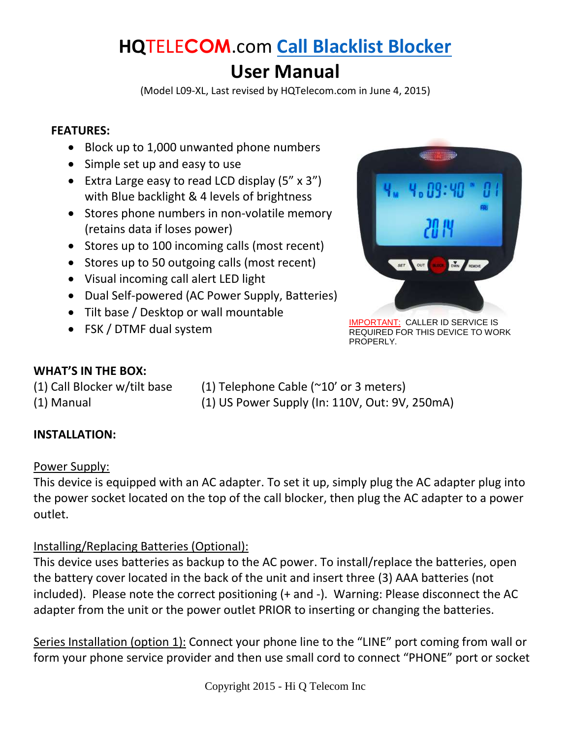# HQTELECOM.com Call Blacklist Blocker

# User Manual

(Model L09-XL, Last revised by HQTelecom.com in June 4, 2015)

**FEATURES:**

- Block up to 1,000 unwanted phone numbers
- Simple set up and easy to use
- Extra Large easy to read LCD display (5" x 3") with Blue backlight & 4 levels of brightness
- Stores phone numbers in non-volatile memory (retains data if loses power)
- Stores up to 100 incoming calls (most recent)
- Stores up to 50 outgoing calls (most recent)
- Visual incoming call alert LED light
- Dual Self-powered (AC Power Supply, Batteries)
- Tilt base / Desktop or wall mountable
- FSK / DTMF dual system

IMPORTANT: CALLER ID SERVICE IS REQUIRED FOR THIS DEVICE TO WORK PROPERLY.

**WHAT'S IN THE BOX:**

(1) Call Blocker w/tilt base
(1) Manual
(1) Telephone Cable (~10' or 3 meters)
(1) US Power Supply (In: 110V, Out: 9V, 250mA)

**INSTALLATION:**

Power Supply:
This device is equipped with an AC adapter. To set it up, simply plug the AC adapter plug into the power socket located on the top of the call blocker, then plug the AC adapter to a power outlet.

Installing/Replacing Batteries (Optional):
This device uses batteries as backup to the AC power. To install/replace the batteries, open the battery cover located in the back of the unit and insert three (3) AAA batteries (not included). Please note the correct positioning (+ and -). Warning: Please disconnect the AC adapter from the unit or the power outlet PRIOR to inserting or changing the batteries.

Series Installation (option 1): Connect your phone line to the "LINE" port coming from wall or form your phone service provider and then use small cord to connect "PHONE" port or socket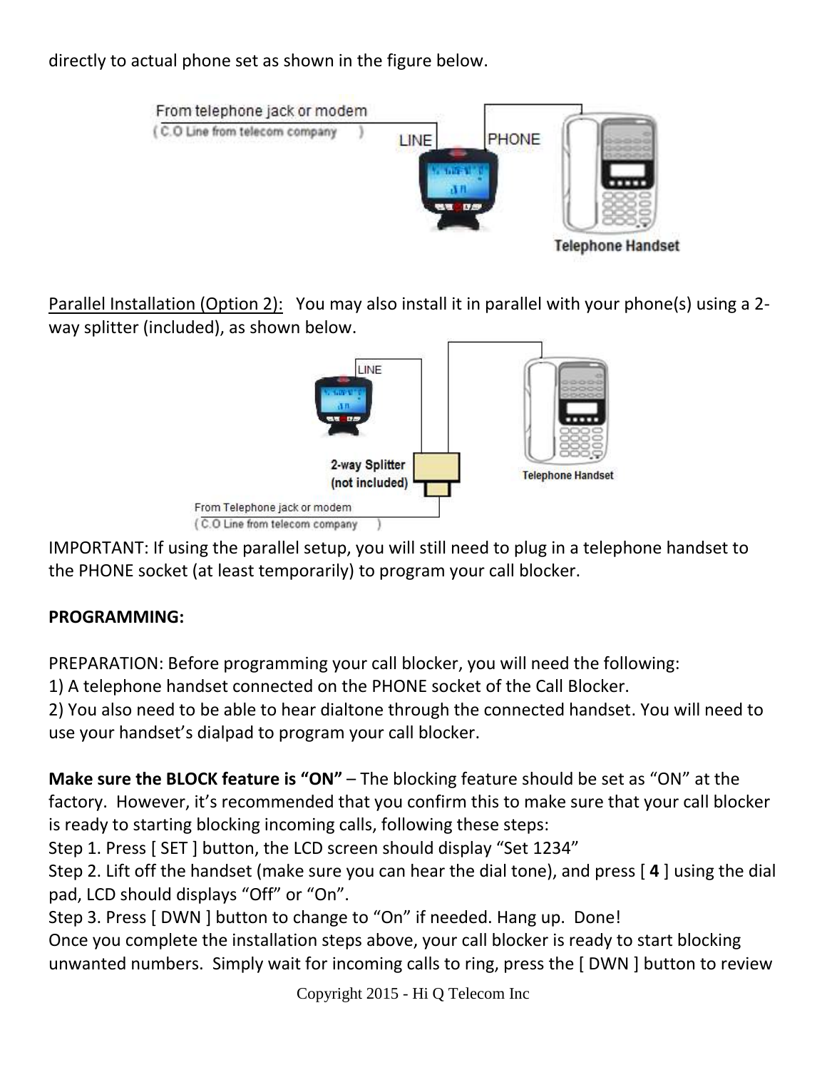directly to actual phone set as shown in the figure below.

Parallel Installation (Option 2): You may also install it in parallel with your phone(s) using a 2-way splitter (included), as shown below.

IMPORTANT: If using the parallel setup, you will still need to plug in a telephone handset to the PHONE socket (at least temporarily) to program your call blocker.

**PROGRAMMING:**

PREPARATION: Before programming your call blocker, you will need the following:
1) A telephone handset connected on the PHONE socket of the Call Blocker.
2) You also need to be able to hear dialtone through the connected handset. You will need to use your handset's dialpad to program your call blocker.

**Make sure the BLOCK feature is "ON"** – The blocking feature should be set as "ON" at the factory. However, it's recommended that you confirm this to make sure that your call blocker is ready to starting blocking incoming calls, following these steps:
Step 1. Press [ SET ] button, the LCD screen should display "Set 1234"
Step 2. Lift off the handset (make sure you can hear the dial tone), and press [ **4** ] using the dial pad, LCD should displays "Off" or "On".
Step 3. Press [ DWN ] button to change to "On" if needed. Hang up. Done!
Once you complete the installation steps above, your call blocker is ready to start blocking unwanted numbers. Simply wait for incoming calls to ring, press the [ DWN ] button to review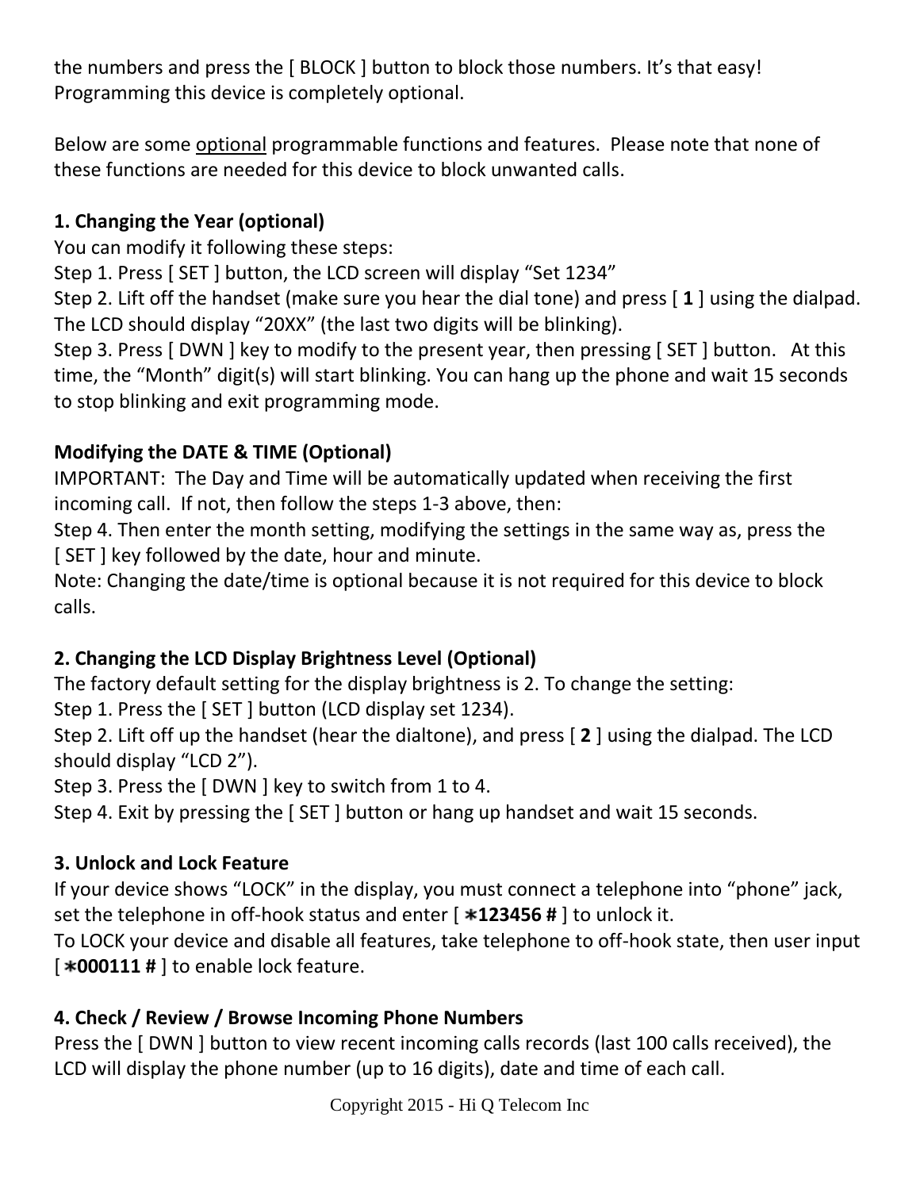the numbers and press the [ BLOCK ] button to block those numbers. It's that easy! Programming this device is completely optional.

Below are some optional programmable functions and features. Please note that none of these functions are needed for this device to block unwanted calls.

**1. Changing the Year (optional)**

You can modify it following these steps:
Step 1. Press [ SET ] button, the LCD screen will display "Set 1234"
Step 2. Lift off the handset (make sure you hear the dial tone) and press [ **1** ] using the dialpad. The LCD should display "20XX" (the last two digits will be blinking).
Step 3. Press [ DWN ] key to modify to the present year, then pressing [ SET ] button. At this time, the "Month" digit(s) will start blinking. You can hang up the phone and wait 15 seconds to stop blinking and exit programming mode.

**Modifying the DATE & TIME (Optional)**

IMPORTANT: The Day and Time will be automatically updated when receiving the first incoming call. If not, then follow the steps 1-3 above, then:
Step 4. Then enter the month setting, modifying the settings in the same way as, press the [ SET ] key followed by the date, hour and minute.
Note: Changing the date/time is optional because it is not required for this device to block calls.

**2. Changing the LCD Display Brightness Level (Optional)**

The factory default setting for the display brightness is 2. To change the setting:
Step 1. Press the [ SET ] button (LCD display set 1234).
Step 2. Lift off up the handset (hear the dialtone), and press [ **2** ] using the dialpad. The LCD should display "LCD 2").
Step 3. Press the [ DWN ] key to switch from 1 to 4.
Step 4. Exit by pressing the [ SET ] button or hang up handset and wait 15 seconds.

**3. Unlock and Lock Feature**

If your device shows "LOCK" in the display, you must connect a telephone into "phone" jack, set the telephone in off-hook status and enter [ **∗123456 #** ] to unlock it.
To LOCK your device and disable all features, take telephone to off-hook state, then user input [ **∗000111 #** ] to enable lock feature.

**4. Check / Review / Browse Incoming Phone Numbers**

Press the [ DWN ] button to view recent incoming calls records (last 100 calls received), the LCD will display the phone number (up to 16 digits), date and time of each call.

Copyright 2015 - Hi Q Telecom Inc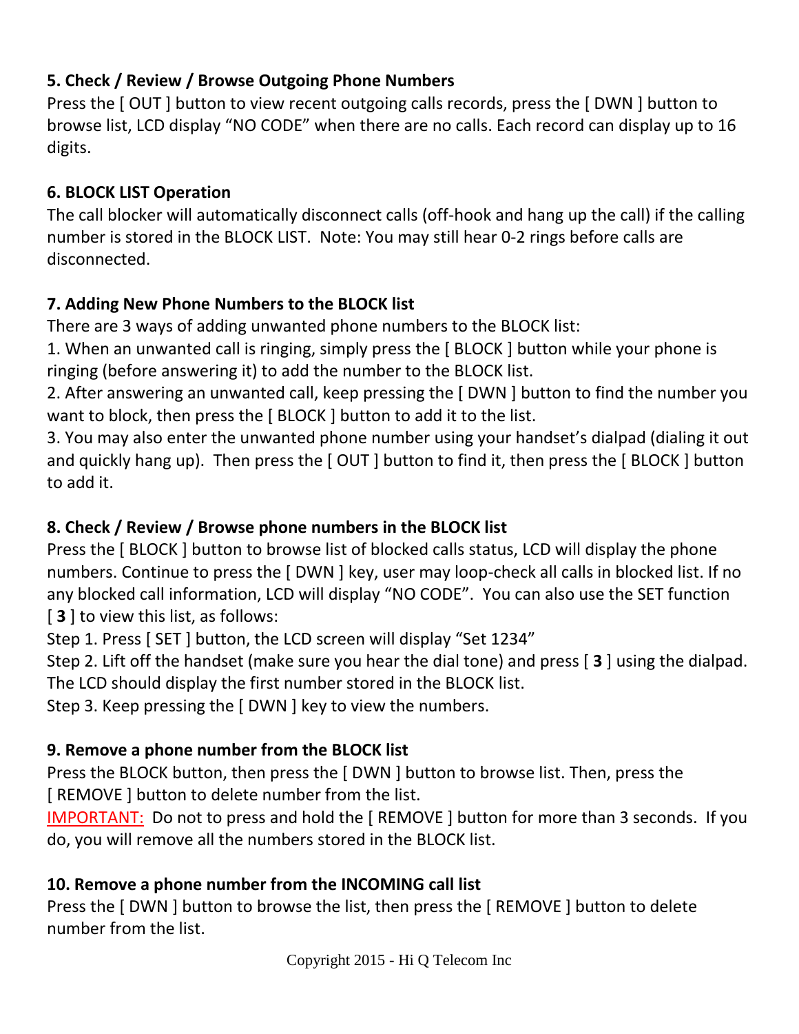### 5. Check / Review / Browse Outgoing Phone Numbers

Press the [ OUT ] button to view recent outgoing calls records, press the [ DWN ] button to browse list, LCD display "NO CODE" when there are no calls. Each record can display up to 16 digits.

### 6. BLOCK LIST Operation

The call blocker will automatically disconnect calls (off-hook and hang up the call) if the calling number is stored in the BLOCK LIST. Note: You may still hear 0-2 rings before calls are disconnected.

### 7. Adding New Phone Numbers to the BLOCK list

There are 3 ways of adding unwanted phone numbers to the BLOCK list:

1. When an unwanted call is ringing, simply press the [ BLOCK ] button while your phone is ringing (before answering it) to add the number to the BLOCK list.
2. After answering an unwanted call, keep pressing the [ DWN ] button to find the number you want to block, then press the [ BLOCK ] button to add it to the list.
3. You may also enter the unwanted phone number using your handset's dialpad (dialing it out and quickly hang up). Then press the [ OUT ] button to find it, then press the [ BLOCK ] button to add it.

### 8. Check / Review / Browse phone numbers in the BLOCK list

Press the [ BLOCK ] button to browse list of blocked calls status, LCD will display the phone numbers. Continue to press the [ DWN ] key, user may loop-check all calls in blocked list. If no any blocked call information, LCD will display "NO CODE". You can also use the SET function [ **3** ] to view this list, as follows:

Step 1. Press [ SET ] button, the LCD screen will display "Set 1234"

Step 2. Lift off the handset (make sure you hear the dial tone) and press [ **3** ] using the dialpad. The LCD should display the first number stored in the BLOCK list.

Step 3. Keep pressing the [ DWN ] key to view the numbers.

### 9. Remove a phone number from the BLOCK list

Press the BLOCK button, then press the [ DWN ] button to browse list. Then, press the [ REMOVE ] button to delete number from the list.

IMPORTANT: Do not to press and hold the [ REMOVE ] button for more than 3 seconds. If you do, you will remove all the numbers stored in the BLOCK list.

### 10. Remove a phone number from the INCOMING call list

Press the [ DWN ] button to browse the list, then press the [ REMOVE ] button to delete number from the list.

Copyright 2015 - Hi Q Telecom Inc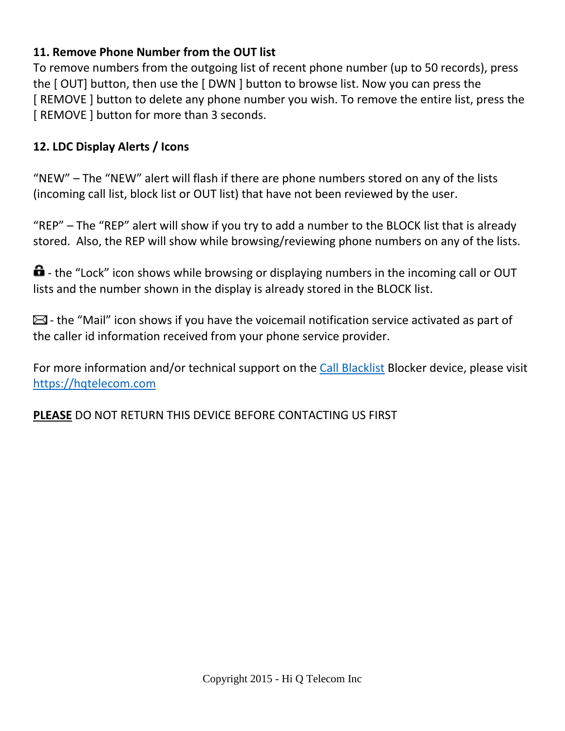**11. Remove Phone Number from the OUT list**

To remove numbers from the outgoing list of recent phone number (up to 50 records), press the [ OUT] button, then use the [ DWN ] button to browse list. Now you can press the [ REMOVE ] button to delete any phone number you wish. To remove the entire list, press the [ REMOVE ] button for more than 3 seconds.

**12. LDC Display Alerts / Icons**

"NEW" – The "NEW" alert will flash if there are phone numbers stored on any of the lists (incoming call list, block list or OUT list) that have not been reviewed by the user.

"REP" – The "REP" alert will show if you try to add a number to the BLOCK list that is already stored. Also, the REP will show while browsing/reviewing phone numbers on any of the lists.

🔓 - the "Lock" icon shows while browsing or displaying numbers in the incoming call or OUT lists and the number shown in the display is already stored in the BLOCK list.

🖂 - the "Mail" icon shows if you have the voicemail notification service activated as part of the caller id information received from your phone service provider.

For more information and/or technical support on the Call Blacklist Blocker device, please visit https://hqtelecom.com

**PLEASE** DO NOT RETURN THIS DEVICE BEFORE CONTACTING US FIRST

Copyright 2015 - Hi Q Telecom Inc